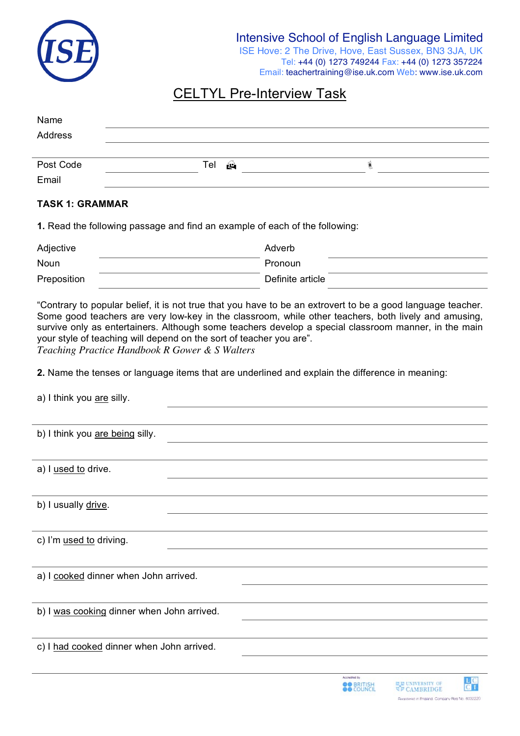Intensive School of English Language Limited
ISE Hove: 2 The Drive, Hove, East Sussex, BN3 3JA, UK
Tel: +44 (0) 1273 749244 Fax: +44 (0) 1273 357224
Email: teachertraining@ise.uk.com Web: www.ise.uk.com

# CELTYL Pre-Interview Task

Name ____________________

Address ____________________

____________________

Post Code ____________ Tel ____________ ____________

Email ____________________

## TASK 1: GRAMMAR

**1.** Read the following passage and find an example of each of the following:

| | | | |
|---|---|---|---|
| Adjective | | Adverb | |
| Noun | | Pronoun | |
| Preposition | | Definite article | |

"Contrary to popular belief, it is not true that you have to be an extrovert to be a good language teacher. Some good teachers are very low-key in the classroom, while other teachers, both lively and amusing, survive only as entertainers. Although some teachers develop a special classroom manner, in the main your style of teaching will depend on the sort of teacher you are".
*Teaching Practice Handbook R Gower & S Walters*

**2.** Name the tenses or language items that are underlined and explain the difference in meaning:

a) I think you <u>are</u> silly. ____________________

b) I think you <u>are being</u> silly. ____________________

a) I <u>used to</u> drive. ____________________

b) I usually <u>drive</u>. ____________________

c) I'm <u>used to</u> driving. ____________________

a) I <u>cooked</u> dinner when John arrived. ____________________

b) I <u>was cooking</u> dinner when John arrived. ____________________

c) I <u>had cooked</u> dinner when John arrived. ____________________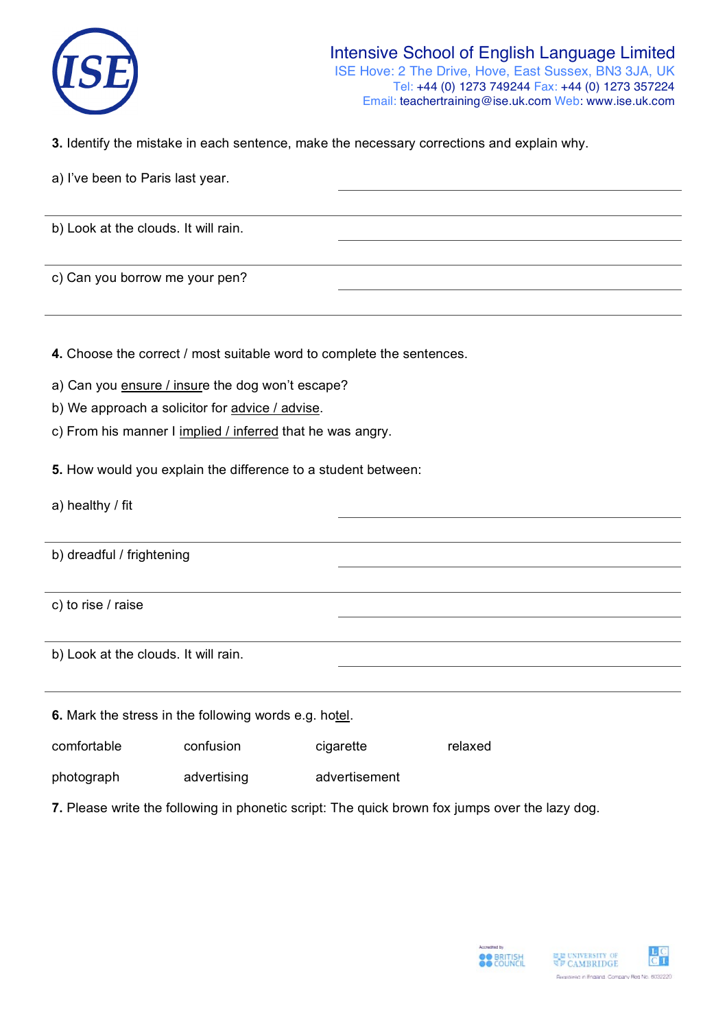**3.** Identify the mistake in each sentence, make the necessary corrections and explain why.

a) I've been to Paris last year.

b) Look at the clouds. It will rain.

c) Can you borrow me your pen?

**4.** Choose the correct / most suitable word to complete the sentences.

a) Can you <u>ensure / insure</u> the dog won't escape?

b) We approach a solicitor for <u>advice / advise</u>.

c) From his manner I <u>implied / inferred</u> that he was angry.

**5.** How would you explain the difference to a student between:

a) healthy / fit

b) dreadful / frightening

c) to rise / raise

b) Look at the clouds. It will rain.

**6.** Mark the stress in the following words e.g. ho<u>tel</u>.

comfortable confusion cigarette relaxed

photograph advertising advertisement

**7.** Please write the following in phonetic script: The quick brown fox jumps over the lazy dog.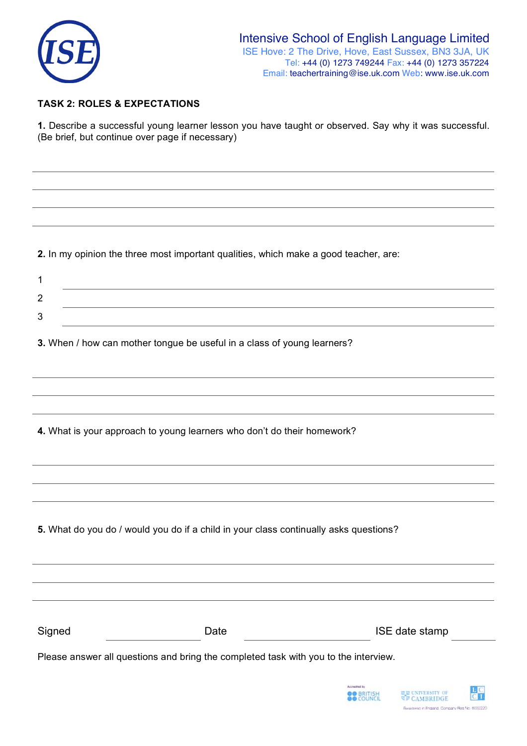Intensive School of English Language Limited
ISE Hove: 2 The Drive, Hove, East Sussex, BN3 3JA, UK
Tel: +44 (0) 1273 749244 Fax: +44 (0) 1273 357224
Email: teachertraining@ise.uk.com Web: www.ise.uk.com

## TASK 2: ROLES & EXPECTATIONS

**1.** Describe a successful young learner lesson you have taught or observed. Say why it was successful. (Be brief, but continue over page if necessary)

**2.** In my opinion the three most important qualities, which make a good teacher, are:

1
2
3

**3.** When / how can mother tongue be useful in a class of young learners?

**4.** What is your approach to young learners who don't do their homework?

**5.** What do you do / would you do if a child in your class continually asks questions?

Signed ____________ Date ____________ ISE date stamp ____________

Please answer all questions and bring the completed task with you to the interview.

Accredited by British Council | University of Cambridge | LCCI

Registered in England. Company Reg No. 6032220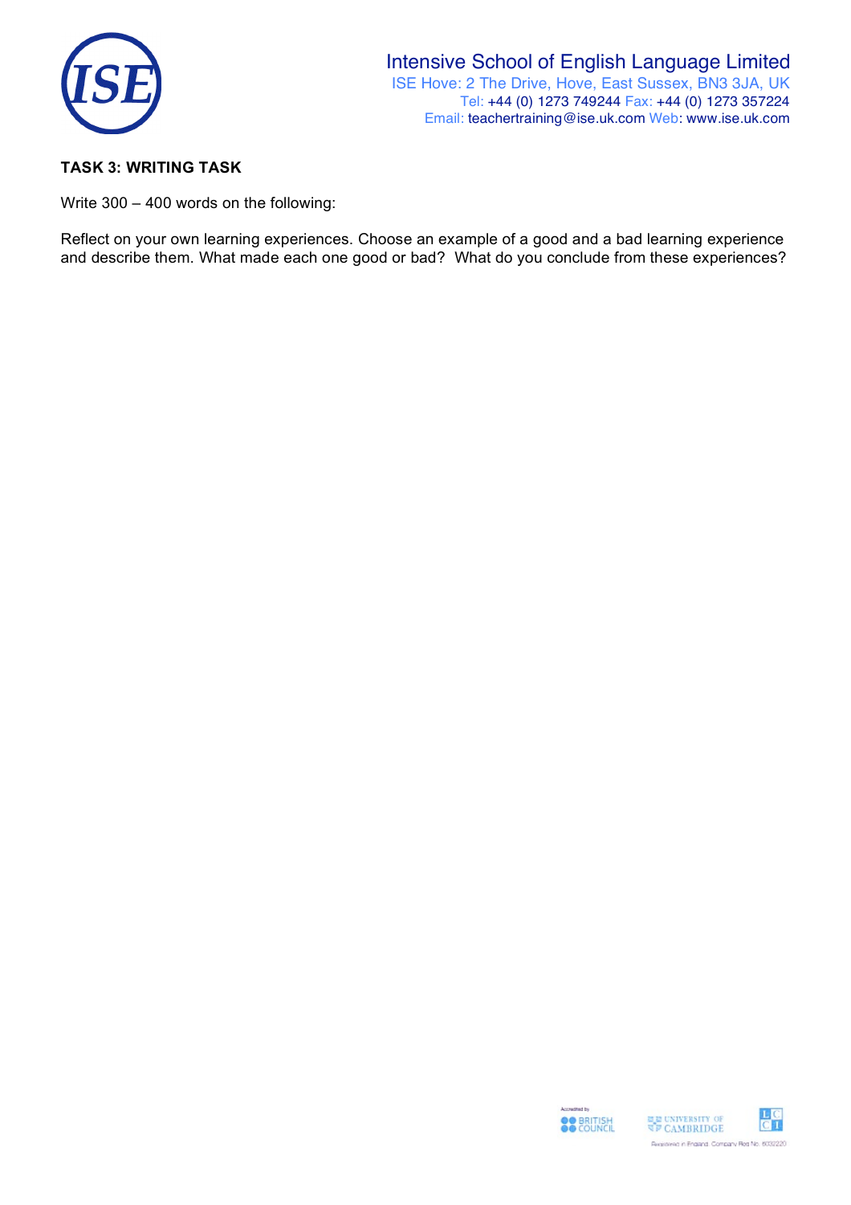**TASK 3: WRITING TASK**

Write 300 – 400 words on the following:

Reflect on your own learning experiences. Choose an example of a good and a bad learning experience and describe them. What made each one good or bad? What do you conclude from these experiences?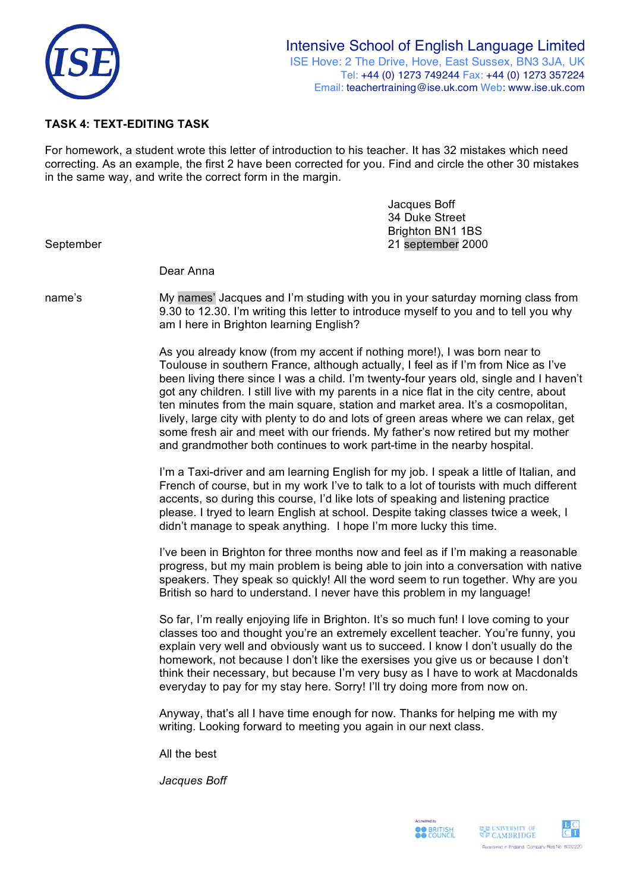Intensive School of English Language Limited
ISE Hove: 2 The Drive, Hove, East Sussex, BN3 3JA, UK
Tel: +44 (0) 1273 749244 Fax: +44 (0) 1273 357224
Email: teachertraining@ise.uk.com Web: www.ise.uk.com

**TASK 4: TEXT-EDITING TASK**

For homework, a student wrote this letter of introduction to his teacher. It has 32 mistakes which need correcting. As an example, the first 2 have been corrected for you. Find and circle the other 30 mistakes in the same way, and write the correct form in the margin.

Jacques Boff
34 Duke Street
Brighton BN1 1BS

| | |
|---|---|
| September | 21 september 2000 |
| | Dear Anna |
| name's | My names' Jacques and I'm studing with you in your saturday morning class from 9.30 to 12.30. I'm writing this letter to introduce myself to you and to tell you why am I here in Brighton learning English? |
| | As you already know (from my accent if nothing more!), I was born near to Toulouse in southern France, although actually, I feel as if I'm from Nice as I've been living there since I was a child. I'm twenty-four years old, single and I haven't got any children. I still live with my parents in a nice flat in the city centre, about ten minutes from the main square, station and market area. It's a cosmopolitan, lively, large city with plenty to do and lots of green areas where we can relax, get some fresh air and meet with our friends. My father's now retired but my mother and grandmother both continues to work part-time in the nearby hospital. |
| | I'm a Taxi-driver and am learning English for my job. I speak a little of Italian, and French of course, but in my work I've to talk to a lot of tourists with much different accents, so during this course, I'd like lots of speaking and listening practice please. I tryed to learn English at school. Despite taking classes twice a week, I didn't manage to speak anything. I hope I'm more lucky this time. |
| | I've been in Brighton for three months now and feel as if I'm making a reasonable progress, but my main problem is being able to join into a conversation with native speakers. They speak so quickly! All the word seem to run together. Why are you British so hard to understand. I never have this problem in my language! |
| | So far, I'm really enjoying life in Brighton. It's so much fun! I love coming to your classes too and thought you're an extremely excellent teacher. You're funny, you explain very well and obviously want us to succeed. I know I don't usually do the homework, not because I don't like the exersises you give us or because I don't think their necessary, but because I'm very busy as I have to work at Macdonalds everyday to pay for my stay here. Sorry! I'll try doing more from now on. |
| | Anyway, that's all I have time enough for now. Thanks for helping me with my writing. Looking forward to meeting you again in our next class. |
| | All the best |
| | *Jacques Boff* |